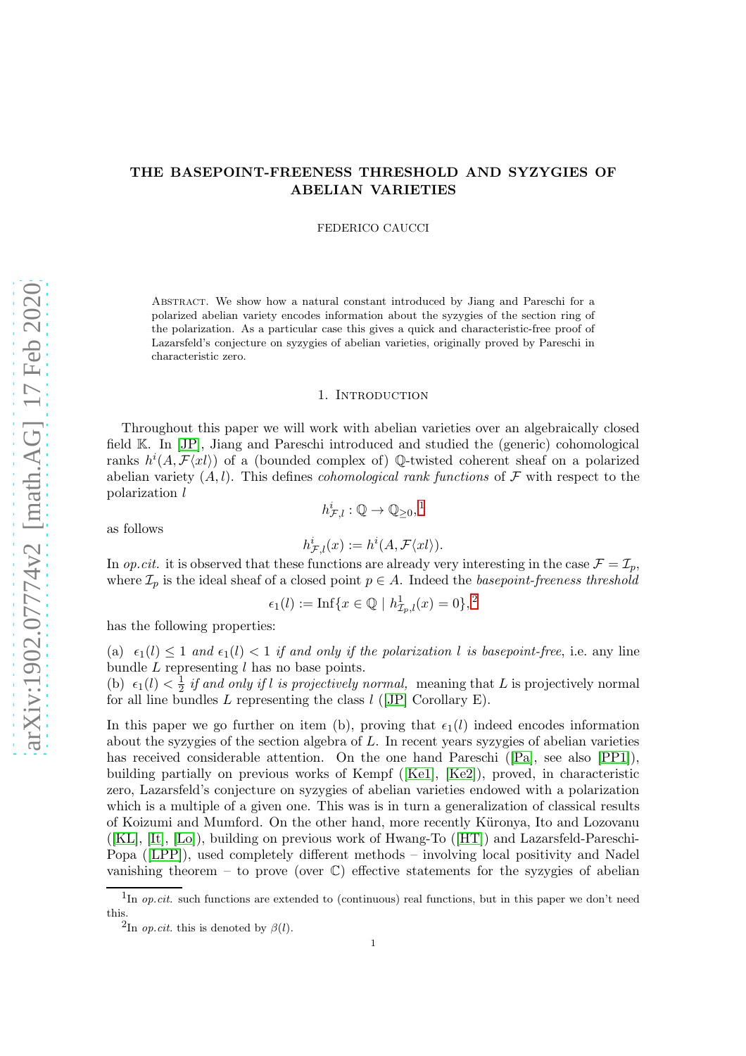# THE BASEPOINT-FREENESS THRESHOLD AND SYZYGIES OF ABELIAN VARIETIES

FEDERICO CAUCCI

Abstract. We show how a natural constant introduced by Jiang and Pareschi for a polarized abelian variety encodes information about the syzygies of the section ring of the polarization. As a particular case this gives a quick and characteristic-free proof of Lazarsfeld's conjecture on syzygies of abelian varieties, originally proved by Pareschi in characteristic zero.

## 1. Introduction

Throughout this paper we will work with abelian varieties over an algebraically closed field $\mathbb{K}$. In [JP], Jiang and Pareschi introduced and studied the (generic) cohomological ranks $h^i(A, \mathcal{F}\langle xl\rangle)$ of a (bounded complex of) $\mathbb{Q}$-twisted coherent sheaf on a polarized abelian variety $(A, l)$. This defines *cohomological rank functions* of $\mathcal{F}$ with respect to the polarization $l$

$$h^i_{\mathcal{F},l} : \mathbb{Q} \to \mathbb{Q}_{\geq 0},^{1}$$

as follows

$$h^i_{\mathcal{F},l}(x) := h^i(A, \mathcal{F}\langle xl\rangle).$$

In *op.cit.* it is observed that these functions are already very interesting in the case $\mathcal{F} = \mathcal{I}_p$, where $\mathcal{I}_p$ is the ideal sheaf of a closed point $p \in A$. Indeed the *basepoint-freeness threshold*

$$\epsilon_1(l) := \mathrm{Inf}\{x \in \mathbb{Q} \mid h^1_{\mathcal{I}_p,l}(x) = 0\},^{2}$$

has the following properties:

(a) $\epsilon_1(l) \leq 1$ *and* $\epsilon_1(l) < 1$ *if and only if the polarization* $l$ *is basepoint-free*, i.e. any line bundle $L$ representing $l$ has no base points.
(b) $\epsilon_1(l) < \frac{1}{2}$ *if and only if* $l$ *is projectively normal,* meaning that $L$ is projectively normal for all line bundles $L$ representing the class $l$ ([JP] Corollary E).

In this paper we go further on item (b), proving that $\epsilon_1(l)$ indeed encodes information about the syzygies of the section algebra of $L$. In recent years syzygies of abelian varieties has received considerable attention. On the one hand Pareschi ([Pa], see also [PP1]), building partially on previous works of Kempf ([Ke1], [Ke2]), proved, in characteristic zero, Lazarsfeld's conjecture on syzygies of abelian varieties endowed with a polarization which is a multiple of a given one. This was is in turn a generalization of classical results of Koizumi and Mumford. On the other hand, more recently Küronya, Ito and Lozovanu ([KL], [It], [Lo]), building on previous work of Hwang-To ([HT]) and Lazarsfeld-Pareschi-Popa ([LPP]), used completely different methods – involving local positivity and Nadel vanishing theorem – to prove (over $\mathbb{C}$) effective statements for the syzygies of abelian

[1] In *op.cit.* such functions are extended to (continuous) real functions, but in this paper we don't need this.

[2] In *op.cit.* this is denoted by $\beta(l)$.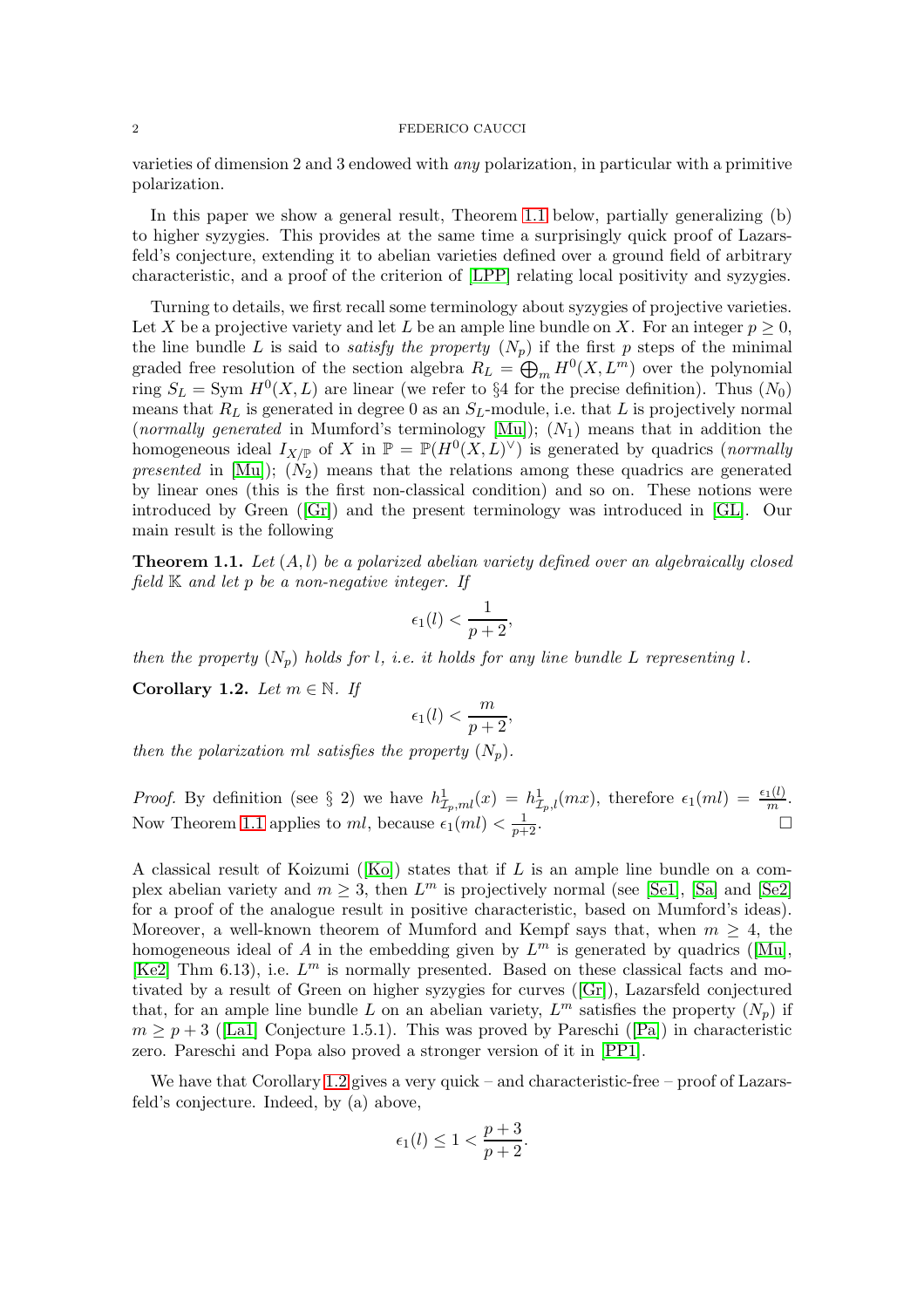varieties of dimension 2 and 3 endowed with *any* polarization, in particular with a primitive polarization.

In this paper we show a general result, Theorem 1.1 below, partially generalizing (b) to higher syzygies. This provides at the same time a surprisingly quick proof of Lazarsfeld's conjecture, extending it to abelian varieties defined over a ground field of arbitrary characteristic, and a proof of the criterion of [LPP] relating local positivity and syzygies.

Turning to details, we first recall some terminology about syzygies of projective varieties. Let $X$ be a projective variety and let $L$ be an ample line bundle on $X$. For an integer $p \geq 0$, the line bundle $L$ is said to *satisfy the property* $(N_p)$ if the first $p$ steps of the minimal graded free resolution of the section algebra $R_L = \bigoplus_m H^0(X, L^m)$ over the polynomial ring $S_L = \mathrm{Sym}\, H^0(X, L)$ are linear (we refer to §4 for the precise definition). Thus $(N_0)$ means that $R_L$ is generated in degree 0 as an $S_L$-module, i.e. that $L$ is projectively normal (*normally generated* in Mumford's terminology [Mu]); $(N_1)$ means that in addition the homogeneous ideal $I_{X/\mathbb{P}}$ of $X$ in $\mathbb{P} = \mathbb{P}(H^0(X, L)^\vee)$ is generated by quadrics (*normally presented* in [Mu]); $(N_2)$ means that the relations among these quadrics are generated by linear ones (this is the first non-classical condition) and so on. These notions were introduced by Green ([Gr]) and the present terminology was introduced in [GL]. Our main result is the following

**Theorem 1.1.** *Let $(A, l)$ be a polarized abelian variety defined over an algebraically closed field $\mathbb{K}$ and let $p$ be a non-negative integer. If*

$$\epsilon_1(l) < \frac{1}{p+2},$$

*then the property $(N_p)$ holds for $l$, i.e. it holds for any line bundle $L$ representing $l$.*

**Corollary 1.2.** *Let $m \in \mathbb{N}$. If*

$$\epsilon_1(l) < \frac{m}{p+2},$$

*then the polarization $ml$ satisfies the property $(N_p)$.*

*Proof.* By definition (see § 2) we have $h^1_{\mathcal{I}_p, ml}(x) = h^1_{\mathcal{I}_p, l}(mx)$, therefore $\epsilon_1(ml) = \frac{\epsilon_1(l)}{m}$. Now Theorem 1.1 applies to $ml$, because $\epsilon_1(ml) < \frac{1}{p+2}$. □

A classical result of Koizumi ([Ko]) states that if $L$ is an ample line bundle on a complex abelian variety and $m \geq 3$, then $L^m$ is projectively normal (see [Se1], [Sa] and [Se2] for a proof of the analogue result in positive characteristic, based on Mumford's ideas). Moreover, a well-known theorem of Mumford and Kempf says that, when $m \geq 4$, the homogeneous ideal of $A$ in the embedding given by $L^m$ is generated by quadrics ([Mu], [Ke2] Thm 6.13), i.e. $L^m$ is normally presented. Based on these classical facts and motivated by a result of Green on higher syzygies for curves ([Gr]), Lazarsfeld conjectured that, for an ample line bundle $L$ on an abelian variety, $L^m$ satisfies the property $(N_p)$ if $m \geq p+3$ ([La1] Conjecture 1.5.1). This was proved by Pareschi ([Pa]) in characteristic zero. Pareschi and Popa also proved a stronger version of it in [PP1].

We have that Corollary 1.2 gives a very quick – and characteristic-free – proof of Lazarsfeld's conjecture. Indeed, by (a) above,

$$\epsilon_1(l) \leq 1 < \frac{p+3}{p+2}.$$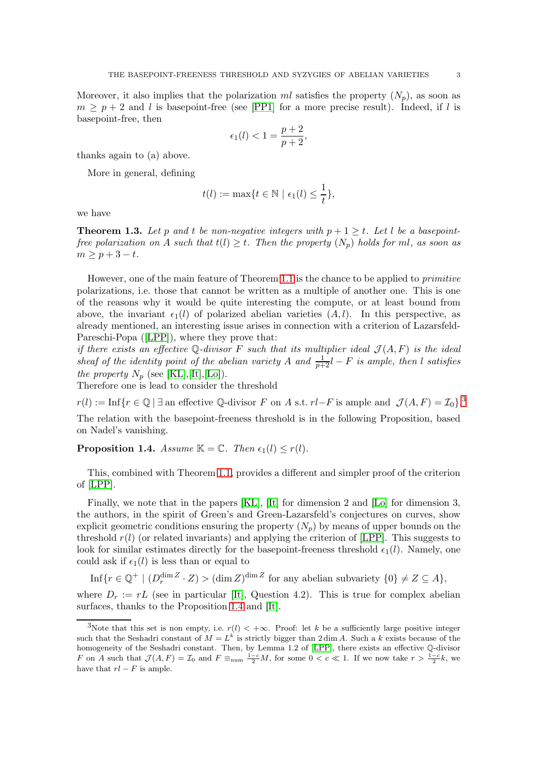Moreover, it also implies that the polarization $ml$ satisfies the property $(N_p)$, as soon as $m \geq p+2$ and $l$ is basepoint-free (see [PP1] for a more precise result). Indeed, if $l$ is basepoint-free, then

$$\epsilon_1(l) < 1 = \frac{p+2}{p+2},$$

thanks again to (a) above.

More in general, defining

$$t(l) := \max\{t \in \mathbb{N} \mid \epsilon_1(l) \leq \frac{1}{t}\},$$

we have

**Theorem 1.3.** *Let $p$ and $t$ be non-negative integers with $p+1 \geq t$. Let $l$ be a basepoint-free polarization on $A$ such that $t(l) \geq t$. Then the property $(N_p)$ holds for $ml$, as soon as $m \geq p+3-t$.*

However, one of the main feature of Theorem 1.1 is the chance to be applied to *primitive* polarizations, i.e. those that cannot be written as a multiple of another one. This is one of the reasons why it would be quite interesting the compute, or at least bound from above, the invariant $\epsilon_1(l)$ of polarized abelian varieties $(A, l)$. In this perspective, as already mentioned, an interesting issue arises in connection with a criterion of Lazarsfeld-Pareschi-Popa ([LPP]), where they prove that:
*if there exists an effective $\mathbb{Q}$-divisor $F$ such that its multiplier ideal $\mathcal{J}(A, F)$ is the ideal sheaf of the identity point of the abelian variety $A$ and $\frac{1}{p+2}l - F$ is ample, then $l$ satisfies the property $N_p$* (see [KL],[It],[Lo]).
Therefore one is lead to consider the threshold

$r(l) := \text{Inf}\{r \in \mathbb{Q} \mid \exists \text{ an effective } \mathbb{Q}\text{-divisor } F \text{ on } A \text{ s.t. } rl - F \text{ is ample and } \mathcal{J}(A, F) = \mathcal{I}_0\}$.[3]

The relation with the basepoint-freeness threshold is in the following Proposition, based on Nadel's vanishing.

**Proposition 1.4.** *Assume $\mathbb{K} = \mathbb{C}$. Then $\epsilon_1(l) \leq r(l)$.*

This, combined with Theorem 1.1, provides a different and simpler proof of the criterion of [LPP].

Finally, we note that in the papers [KL], [It] for dimension 2 and [Lo] for dimension 3, the authors, in the spirit of Green's and Green-Lazarsfeld's conjectures on curves, show explicit geometric conditions ensuring the property $(N_p)$ by means of upper bounds on the threshold $r(l)$ (or related invariants) and applying the criterion of [LPP]. This suggests to look for similar estimates directly for the basepoint-freeness threshold $\epsilon_1(l)$. Namely, one could ask if $\epsilon_1(l)$ is less than or equal to

$$\text{Inf}\{r \in \mathbb{Q}^+ \mid (D_r^{\dim Z} \cdot Z) > (\dim Z)^{\dim Z} \text{ for any abelian subvariety } \{0\} \neq Z \subseteq A\},$$

where $D_r := rL$ (see in particular [It], Question 4.2). This is true for complex abelian surfaces, thanks to the Proposition 1.4 and [It].

[3] Note that this set is non empty, i.e. $r(l) < +\infty$. Proof: let $k$ be a sufficiently large positive integer such that the Seshadri constant of $M = L^k$ is strictly bigger than $2 \dim A$. Such a $k$ exists because of the homogeneity of the Seshadri constant. Then, by Lemma 1.2 of [LPP], there exists an effective $\mathbb{Q}$-divisor $F$ on $A$ such that $\mathcal{J}(A, F) = \mathcal{I}_0$ and $F \equiv_{\text{num}} \frac{1-c}{2}M$, for some $0 < c \ll 1$. If we now take $r > \frac{1-c}{2}k$, we have that $rl - F$ is ample.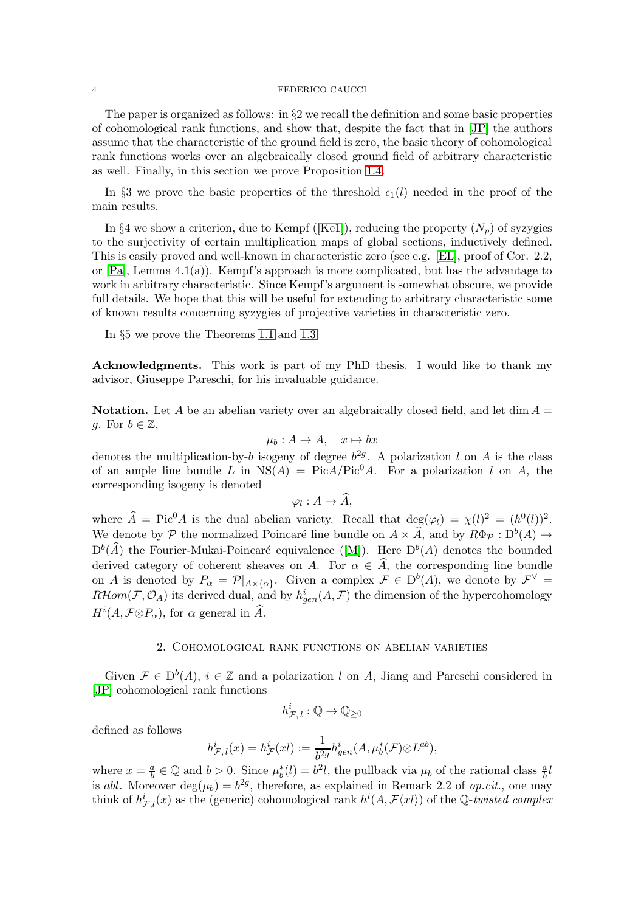The paper is organized as follows: in §2 we recall the definition and some basic properties of cohomological rank functions, and show that, despite the fact that in [JP] the authors assume that the characteristic of the ground field is zero, the basic theory of cohomological rank functions works over an algebraically closed ground field of arbitrary characteristic as well. Finally, in this section we prove Proposition 1.4.

In §3 we prove the basic properties of the threshold $\epsilon_1(l)$ needed in the proof of the main results.

In §4 we show a criterion, due to Kempf ([Ke1]), reducing the property $(N_p)$ of syzygies to the surjectivity of certain multiplication maps of global sections, inductively defined. This is easily proved and well-known in characteristic zero (see e.g. [EL], proof of Cor. 2.2, or [Pa], Lemma 4.1(a)). Kempf's approach is more complicated, but has the advantage to work in arbitrary characteristic. Since Kempf's argument is somewhat obscure, we provide full details. We hope that this will be useful for extending to arbitrary characteristic some of known results concerning syzygies of projective varieties in characteristic zero.

In §5 we prove the Theorems 1.1 and 1.3.

**Acknowledgments.** This work is part of my PhD thesis. I would like to thank my advisor, Giuseppe Pareschi, for his invaluable guidance.

**Notation.** Let $A$ be an abelian variety over an algebraically closed field, and let $\dim A = g$. For $b \in \mathbb{Z}$,

$$\mu_b : A \to A, \quad x \mapsto bx$$

denotes the multiplication-by-$b$ isogeny of degree $b^{2g}$. A polarization $l$ on $A$ is the class of an ample line bundle $L$ in $\mathrm{NS}(A) = \mathrm{Pic}A/\mathrm{Pic}^0 A$. For a polarization $l$ on $A$, the corresponding isogeny is denoted

$$\varphi_l : A \to \widehat{A},$$

where $\widehat{A} = \mathrm{Pic}^0 A$ is the dual abelian variety. Recall that $\deg(\varphi_l) = \chi(l)^2 = (h^0(l))^2$. We denote by $\mathcal{P}$ the normalized Poincaré line bundle on $A \times \widehat{A}$, and by $R\Phi_{\mathcal{P}} : \mathrm{D}^b(A) \to \mathrm{D}^b(\widehat{A})$ the Fourier-Mukai-Poincaré equivalence ([M]). Here $\mathrm{D}^b(A)$ denotes the bounded derived category of coherent sheaves on $A$. For $\alpha \in \widehat{A}$, the corresponding line bundle on $A$ is denoted by $P_\alpha = \mathcal{P}|_{A \times \{\alpha\}}$. Given a complex $\mathcal{F} \in \mathrm{D}^b(A)$, we denote by $\mathcal{F}^\vee = R\mathcal{H}om(\mathcal{F}, \mathcal{O}_A)$ its derived dual, and by $h^i_{gen}(A, \mathcal{F})$ the dimension of the hypercohomology $H^i(A, \mathcal{F} \otimes P_\alpha)$, for $\alpha$ general in $\widehat{A}$.

## 2. Cohomological rank functions on abelian varieties

Given $\mathcal{F} \in \mathrm{D}^b(A)$, $i \in \mathbb{Z}$ and a polarization $l$ on $A$, Jiang and Pareschi considered in [JP] cohomological rank functions

$$h^i_{\mathcal{F},\,l} : \mathbb{Q} \to \mathbb{Q}_{\geq 0}$$

defined as follows

$$h^i_{\mathcal{F},\,l}(x) = h^i_{\mathcal{F}}(xl) := \frac{1}{b^{2g}} h^i_{gen}(A, \mu_b^*(\mathcal{F}) \otimes L^{ab}),$$

where $x = \frac{a}{b} \in \mathbb{Q}$ and $b > 0$. Since $\mu_b^*(l) = b^2 l$, the pullback via $\mu_b$ of the rational class $\frac{a}{b} l$ is $abl$. Moreover $\deg(\mu_b) = b^{2g}$, therefore, as explained in Remark 2.2 of *op.cit.*, one may think of $h^i_{\mathcal{F},l}(x)$ as the (generic) cohomological rank $h^i(A, \mathcal{F}\langle xl \rangle)$ of the $\mathbb{Q}$-*twisted complex*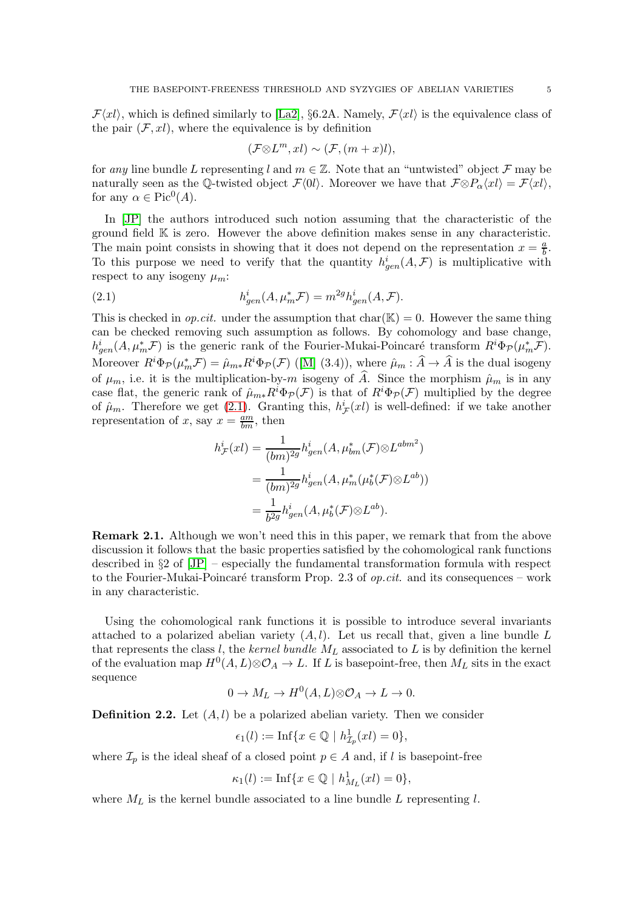$\mathcal{F}\langle xl\rangle$, which is defined similarly to [La2], §6.2A. Namely, $\mathcal{F}\langle xl\rangle$ is the equivalence class of the pair $(\mathcal{F}, xl)$, where the equivalence is by definition

$$(\mathcal{F}\otimes L^m, xl) \sim (\mathcal{F}, (m+x)l),$$

for *any* line bundle $L$ representing $l$ and $m \in \mathbb{Z}$. Note that an "untwisted" object $\mathcal{F}$ may be naturally seen as the $\mathbb{Q}$-twisted object $\mathcal{F}\langle 0l\rangle$. Moreover we have that $\mathcal{F}\otimes P_\alpha\langle xl\rangle = \mathcal{F}\langle xl\rangle$, for any $\alpha \in \mathrm{Pic}^0(A)$.

In [JP] the authors introduced such notion assuming that the characteristic of the ground field $\mathbb{K}$ is zero. However the above definition makes sense in any characteristic. The main point consists in showing that it does not depend on the representation $x = \frac{a}{b}$. To this purpose we need to verify that the quantity $h^i_{gen}(A, \mathcal{F})$ is multiplicative with respect to any isogeny $\mu_m$:

$$h^i_{gen}(A, \mu_m^*\mathcal{F}) = m^{2g} h^i_{gen}(A, \mathcal{F}). \tag{2.1}$$

This is checked in *op.cit.* under the assumption that $\mathrm{char}(\mathbb{K}) = 0$. However the same thing can be checked removing such assumption as follows. By cohomology and base change, $h^i_{gen}(A, \mu_m^*\mathcal{F})$ is the generic rank of the Fourier-Mukai-Poincaré transform $R^i\Phi_{\mathcal{P}}(\mu_m^*\mathcal{F})$. Moreover $R^i\Phi_{\mathcal{P}}(\mu_m^*\mathcal{F}) = \hat{\mu}_{m*}R^i\Phi_{\mathcal{P}}(\mathcal{F})$ ([M] (3.4)), where $\hat{\mu}_m : \widehat{A} \to \widehat{A}$ is the dual isogeny of $\mu_m$, i.e. it is the multiplication-by-$m$ isogeny of $\widehat{A}$. Since the morphism $\hat{\mu}_m$ is in any case flat, the generic rank of $\hat{\mu}_{m*}R^i\Phi_{\mathcal{P}}(\mathcal{F})$ is that of $R^i\Phi_{\mathcal{P}}(\mathcal{F})$ multiplied by the degree of $\hat{\mu}_m$. Therefore we get (2.1). Granting this, $h^i_{\mathcal{F}}(xl)$ is well-defined: if we take another representation of $x$, say $x = \frac{am}{bm}$, then

$$\begin{aligned}
h^i_{\mathcal{F}}(xl) &= \frac{1}{(bm)^{2g}} h^i_{gen}(A, \mu_{bm}^*(\mathcal{F})\otimes L^{abm^2}) \\
&= \frac{1}{(bm)^{2g}} h^i_{gen}(A, \mu_m^*(\mu_b^*(\mathcal{F})\otimes L^{ab})) \\
&= \frac{1}{b^{2g}} h^i_{gen}(A, \mu_b^*(\mathcal{F})\otimes L^{ab}).
\end{aligned}$$

**Remark 2.1.** Although we won't need this in this paper, we remark that from the above discussion it follows that the basic properties satisfied by the cohomological rank functions described in §2 of [JP] – especially the fundamental transformation formula with respect to the Fourier-Mukai-Poincaré transform Prop. 2.3 of *op.cit.* and its consequences – work in any characteristic.

Using the cohomological rank functions it is possible to introduce several invariants attached to a polarized abelian variety $(A, l)$. Let us recall that, given a line bundle $L$ that represents the class $l$, the *kernel bundle* $M_L$ associated to $L$ is by definition the kernel of the evaluation map $H^0(A, L)\otimes\mathcal{O}_A \to L$. If $L$ is basepoint-free, then $M_L$ sits in the exact sequence

$$0 \to M_L \to H^0(A, L)\otimes\mathcal{O}_A \to L \to 0.$$

**Definition 2.2.** Let $(A, l)$ be a polarized abelian variety. Then we consider

$$\epsilon_1(l) := \mathrm{Inf}\{x \in \mathbb{Q} \mid h^1_{\mathcal{I}_p}(xl) = 0\},$$

where $\mathcal{I}_p$ is the ideal sheaf of a closed point $p \in A$ and, if $l$ is basepoint-free

$$\kappa_1(l) := \mathrm{Inf}\{x \in \mathbb{Q} \mid h^1_{M_L}(xl) = 0\},$$

where $M_L$ is the kernel bundle associated to a line bundle $L$ representing $l$.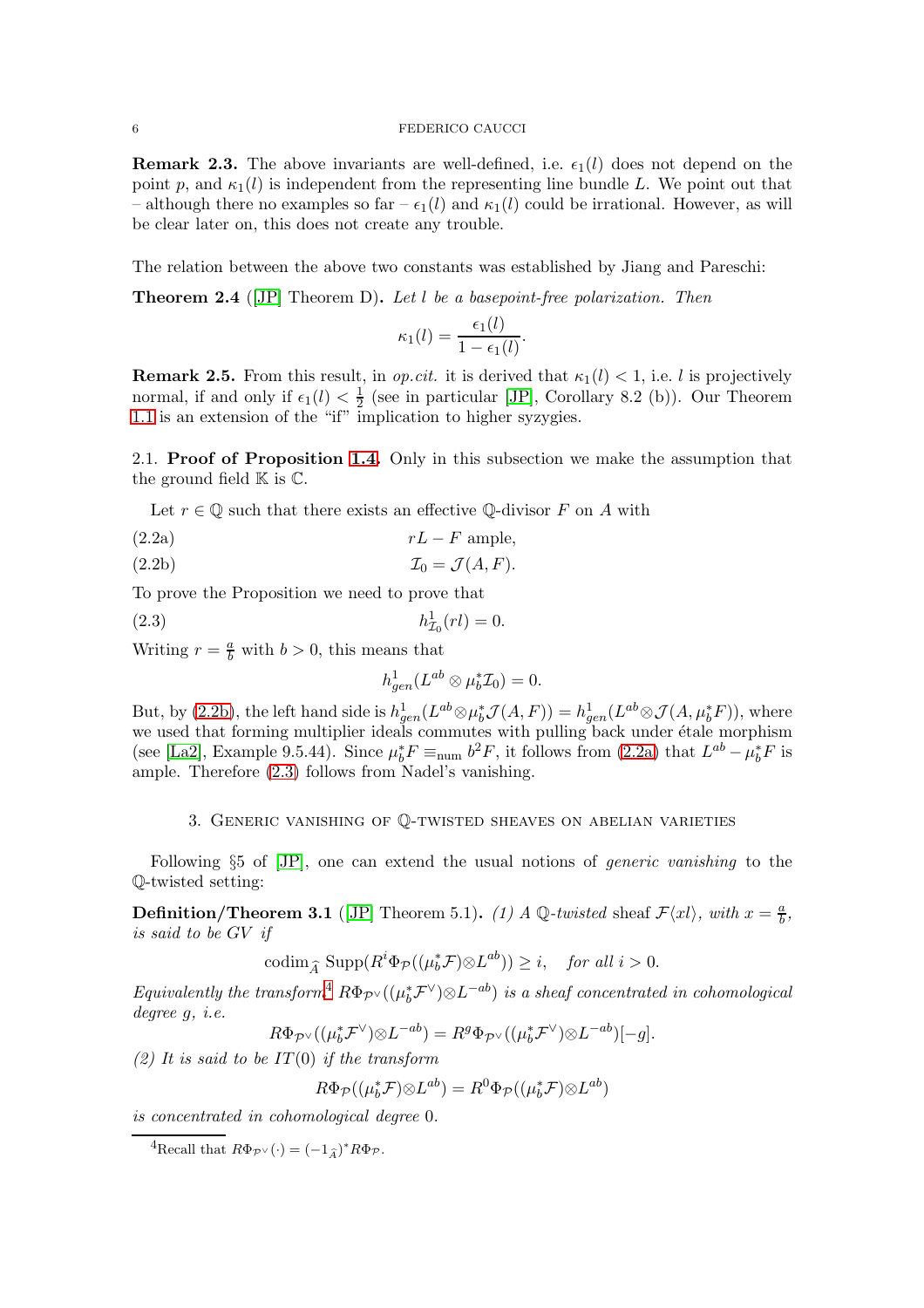**Remark 2.3.** The above invariants are well-defined, i.e. $\epsilon_1(l)$ does not depend on the point $p$, and $\kappa_1(l)$ is independent from the representing line bundle $L$. We point out that – although there no examples so far – $\epsilon_1(l)$ and $\kappa_1(l)$ could be irrational. However, as will be clear later on, this does not create any trouble.

The relation between the above two constants was established by Jiang and Pareschi:

**Theorem 2.4** ([JP] Theorem D)**.** *Let $l$ be a basepoint-free polarization. Then*

$$\kappa_1(l) = \frac{\epsilon_1(l)}{1-\epsilon_1(l)}.$$

**Remark 2.5.** From this result, in *op.cit.* it is derived that $\kappa_1(l) < 1$, i.e. $l$ is projectively normal, if and only if $\epsilon_1(l) < \frac{1}{2}$ (see in particular [JP], Corollary 8.2 (b)). Our Theorem 1.1 is an extension of the "if" implication to higher syzygies.

### 2.1. Proof of Proposition 1.4.

Only in this subsection we make the assumption that the ground field $\mathbb{K}$ is $\mathbb{C}$.

Let $r \in \mathbb{Q}$ such that there exists an effective $\mathbb{Q}$-divisor $F$ on $A$ with

$$rL - F \text{ ample,} \tag{2.2a}$$

$$\mathcal{I}_0 = \mathcal{J}(A, F). \tag{2.2b}$$

To prove the Proposition we need to prove that

$$h^1_{\mathcal{I}_0}(rl) = 0. \tag{2.3}$$

Writing $r = \frac{a}{b}$ with $b > 0$, this means that

$$h^1_{gen}(L^{ab} \otimes \mu_b^* \mathcal{I}_0) = 0.$$

But, by (2.2b), the left hand side is $h^1_{gen}(L^{ab} \otimes \mu_b^* \mathcal{J}(A, F)) = h^1_{gen}(L^{ab} \otimes \mathcal{J}(A, \mu_b^* F))$, where we used that forming multiplier ideals commutes with pulling back under étale morphism (see [La2], Example 9.5.44). Since $\mu_b^* F \equiv_{\text{num}} b^2 F$, it follows from (2.2a) that $L^{ab} - \mu_b^* F$ is ample. Therefore (2.3) follows from Nadel's vanishing.

## 3. Generic vanishing of $\mathbb{Q}$-twisted sheaves on abelian varieties

Following §5 of [JP], one can extend the usual notions of *generic vanishing* to the $\mathbb{Q}$-twisted setting:

**Definition/Theorem 3.1** ([JP] Theorem 5.1)**.** *(1) A $\mathbb{Q}$-twisted* sheaf *$\mathcal{F}\langle xl \rangle$, with $x = \frac{a}{b}$, is said to be GV if*

$$\operatorname{codim}_{\widehat{A}} \operatorname{Supp}(R^i \Phi_{\mathcal{P}}((\mu_b^* \mathcal{F}) \otimes L^{ab})) \geq i, \quad \textit{for all } i > 0.$$

*Equivalently the transform*[4] *$R\Phi_{\mathcal{P}^\vee}((\mu_b^* \mathcal{F}^\vee) \otimes L^{-ab})$ is a sheaf concentrated in cohomological degree $g$, i.e.*

$$R\Phi_{\mathcal{P}^\vee}((\mu_b^* \mathcal{F}^\vee) \otimes L^{-ab}) = R^g \Phi_{\mathcal{P}^\vee}((\mu_b^* \mathcal{F}^\vee) \otimes L^{-ab})[-g].$$

*(2) It is said to be $IT(0)$ if the transform*

$$R\Phi_{\mathcal{P}}((\mu_b^* \mathcal{F}) \otimes L^{ab}) = R^0 \Phi_{\mathcal{P}}((\mu_b^* \mathcal{F}) \otimes L^{ab})$$

*is concentrated in cohomological degree 0.*

[4] Recall that $R\Phi_{\mathcal{P}^\vee}(\cdot) = (-1_{\widehat{A}})^* R\Phi_{\mathcal{P}}$.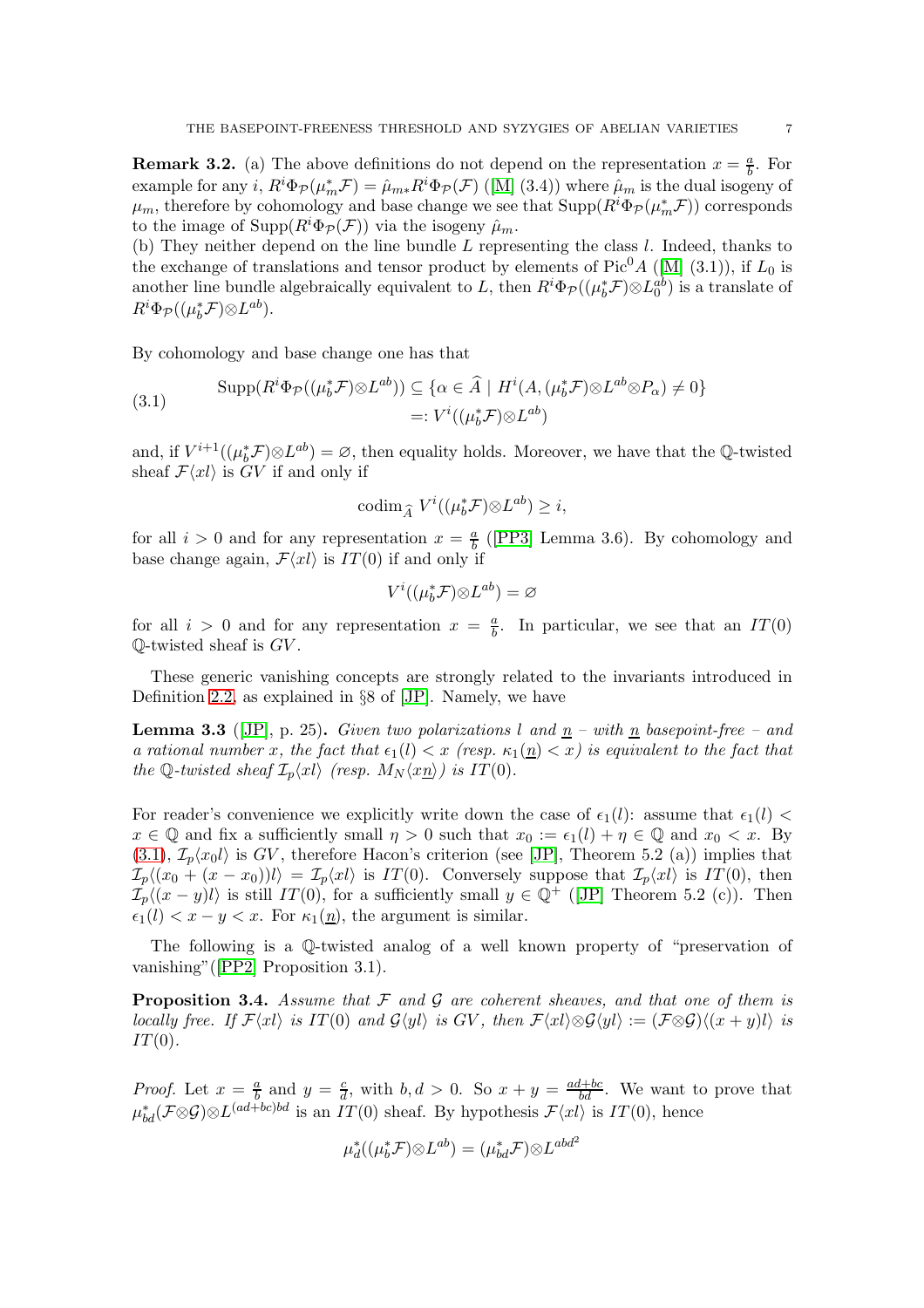**Remark 3.2.** (a) The above definitions do not depend on the representation $x = \frac{a}{b}$. For example for any $i$, $R^i\Phi_{\mathcal{P}}(\mu_m^*\mathcal{F}) = \hat{\mu}_{m*}R^i\Phi_{\mathcal{P}}(\mathcal{F})$ ([M] (3.4)) where $\hat{\mu}_m$ is the dual isogeny of $\mu_m$, therefore by cohomology and base change we see that $\mathrm{Supp}(R^i\Phi_{\mathcal{P}}(\mu_m^*\mathcal{F}))$ corresponds to the image of $\mathrm{Supp}(R^i\Phi_{\mathcal{P}}(\mathcal{F}))$ via the isogeny $\hat{\mu}_m$.

(b) They neither depend on the line bundle $L$ representing the class $l$. Indeed, thanks to the exchange of translations and tensor product by elements of $\mathrm{Pic}^0 A$ ([M] (3.1)), if $L_0$ is another line bundle algebraically equivalent to $L$, then $R^i\Phi_{\mathcal{P}}((\mu_b^*\mathcal{F})\otimes L_0^{ab})$ is a translate of $R^i\Phi_{\mathcal{P}}((\mu_b^*\mathcal{F})\otimes L^{ab})$.

By cohomology and base change one has that

$$\begin{aligned}\mathrm{Supp}(R^i\Phi_{\mathcal{P}}((\mu_b^*\mathcal{F})\otimes L^{ab})) &\subseteq \{\alpha \in \widehat{A} \mid H^i(A, (\mu_b^*\mathcal{F})\otimes L^{ab}\otimes P_\alpha) \neq 0\} \\ &=: V^i((\mu_b^*\mathcal{F})\otimes L^{ab})\end{aligned} \tag{3.1}$$

and, if $V^{i+1}((\mu_b^*\mathcal{F})\otimes L^{ab}) = \varnothing$, then equality holds. Moreover, we have that the $\mathbb{Q}$-twisted sheaf $\mathcal{F}\langle xl\rangle$ is $GV$ if and only if

$$\mathrm{codim}_{\widehat{A}}\ V^i((\mu_b^*\mathcal{F})\otimes L^{ab}) \geq i,$$

for all $i > 0$ and for any representation $x = \frac{a}{b}$ ([PP3] Lemma 3.6). By cohomology and base change again, $\mathcal{F}\langle xl\rangle$ is $IT(0)$ if and only if

$$V^i((\mu_b^*\mathcal{F})\otimes L^{ab}) = \varnothing$$

for all $i > 0$ and for any representation $x = \frac{a}{b}$. In particular, we see that an $IT(0)$ $\mathbb{Q}$-twisted sheaf is $GV$.

These generic vanishing concepts are strongly related to the invariants introduced in Definition 2.2, as explained in §8 of [JP]. Namely, we have

**Lemma 3.3** ([JP], p. 25)**.** *Given two polarizations $l$ and $\underline{n}$ – with $\underline{n}$ basepoint-free – and a rational number $x$, the fact that $\epsilon_1(l) < x$ (resp. $\kappa_1(\underline{n}) < x$) is equivalent to the fact that the $\mathbb{Q}$-twisted sheaf $\mathcal{I}_p\langle xl\rangle$ (resp. $M_N\langle x\underline{n}\rangle$) is $IT(0)$.*

For reader's convenience we explicitly write down the case of $\epsilon_1(l)$: assume that $\epsilon_1(l) < x \in \mathbb{Q}$ and fix a sufficiently small $\eta > 0$ such that $x_0 := \epsilon_1(l) + \eta \in \mathbb{Q}$ and $x_0 < x$. By (3.1), $\mathcal{I}_p\langle x_0 l\rangle$ is $GV$, therefore Hacon's criterion (see [JP], Theorem 5.2 (a)) implies that $\mathcal{I}_p\langle(x_0 + (x - x_0))l\rangle = \mathcal{I}_p\langle xl\rangle$ is $IT(0)$. Conversely suppose that $\mathcal{I}_p\langle xl\rangle$ is $IT(0)$, then $\mathcal{I}_p\langle(x - y)l\rangle$ is still $IT(0)$, for a sufficiently small $y \in \mathbb{Q}^+$ ([JP] Theorem 5.2 (c)). Then $\epsilon_1(l) < x - y < x$. For $\kappa_1(\underline{n})$, the argument is similar.

The following is a $\mathbb{Q}$-twisted analog of a well known property of "preservation of vanishing"([PP2] Proposition 3.1).

**Proposition 3.4.** *Assume that $\mathcal{F}$ and $\mathcal{G}$ are coherent sheaves, and that one of them is locally free. If $\mathcal{F}\langle xl\rangle$ is $IT(0)$ and $\mathcal{G}\langle yl\rangle$ is $GV$, then $\mathcal{F}\langle xl\rangle\otimes\mathcal{G}\langle yl\rangle := (\mathcal{F}\otimes\mathcal{G})\langle(x+y)l\rangle$ is $IT(0)$.*

*Proof.* Let $x = \frac{a}{b}$ and $y = \frac{c}{d}$, with $b, d > 0$. So $x + y = \frac{ad+bc}{bd}$. We want to prove that $\mu_{bd}^*(\mathcal{F}\otimes\mathcal{G})\otimes L^{(ad+bc)bd}$ is an $IT(0)$ sheaf. By hypothesis $\mathcal{F}\langle xl\rangle$ is $IT(0)$, hence

$$\mu_d^*((\mu_b^*\mathcal{F})\otimes L^{ab}) = (\mu_{bd}^*\mathcal{F})\otimes L^{abd^2}$$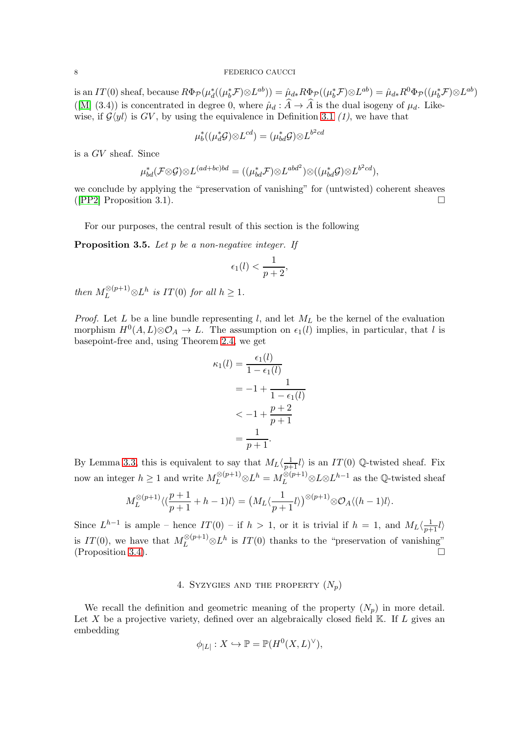is an $IT(0)$ sheaf, because $R\Phi_{\mathcal{P}}(\mu_d^*((\mu_b^*\mathcal{F})\otimes L^{ab})) = \hat{\mu}_{d*}R\Phi_{\mathcal{P}}((\mu_b^*\mathcal{F})\otimes L^{ab}) = \hat{\mu}_{d*}R^0\Phi_{\mathcal{P}}((\mu_b^*\mathcal{F})\otimes L^{ab})$ ([M] (3.4)) is concentrated in degree 0, where $\hat{\mu}_d : \widehat{A} \to \widehat{A}$ is the dual isogeny of $\mu_d$. Likewise, if $\mathcal{G}\langle yl\rangle$ is $GV$, by using the equivalence in Definition 3.1 *(1)*, we have that

$$\mu_b^*((\mu_d^*\mathcal{G})\otimes L^{cd}) = (\mu_{bd}^*\mathcal{G})\otimes L^{b^2cd}$$

is a $GV$ sheaf. Since

$$\mu_{bd}^*(\mathcal{F}\otimes\mathcal{G})\otimes L^{(ad+bc)bd} = ((\mu_{bd}^*\mathcal{F})\otimes L^{abd^2})\otimes((\mu_{bd}^*\mathcal{G})\otimes L^{b^2cd}),$$

we conclude by applying the "preservation of vanishing" for (untwisted) coherent sheaves ([PP2] Proposition 3.1). □

For our purposes, the central result of this section is the following

**Proposition 3.5.** *Let $p$ be a non-negative integer. If*

$$\epsilon_1(l) < \frac{1}{p+2},$$

*then $M_L^{\otimes(p+1)}\otimes L^h$ is $IT(0)$ for all $h \geq 1$.*

*Proof.* Let $L$ be a line bundle representing $l$, and let $M_L$ be the kernel of the evaluation morphism $H^0(A, L)\otimes\mathcal{O}_A \to L$. The assumption on $\epsilon_1(l)$ implies, in particular, that $l$ is basepoint-free and, using Theorem 2.4, we get

$$\begin{aligned}
\kappa_1(l) &= \frac{\epsilon_1(l)}{1-\epsilon_1(l)} \\
&= -1 + \frac{1}{1-\epsilon_1(l)} \\
&< -1 + \frac{p+2}{p+1} \\
&= \frac{1}{p+1}.
\end{aligned}$$

By Lemma 3.3, this is equivalent to say that $M_L\langle\frac{1}{p+1}l\rangle$ is an $IT(0)$ $\mathbb{Q}$-twisted sheaf. Fix now an integer $h \geq 1$ and write $M_L^{\otimes(p+1)}\otimes L^h = M_L^{\otimes(p+1)}\otimes L\otimes L^{h-1}$ as the $\mathbb{Q}$-twisted sheaf

$$M_L^{\otimes(p+1)}\langle(\frac{p+1}{p+1}+h-1)l\rangle = \big(M_L\langle\frac{1}{p+1}l\rangle\big)^{\otimes(p+1)}\otimes\mathcal{O}_A\langle(h-1)l\rangle.$$

Since $L^{h-1}$ is ample – hence $IT(0)$ – if $h > 1$, or it is trivial if $h = 1$, and $M_L\langle\frac{1}{p+1}l\rangle$ is $IT(0)$, we have that $M_L^{\otimes(p+1)}\otimes L^h$ is $IT(0)$ thanks to the "preservation of vanishing" (Proposition 3.4). □

## 4. Syzygies and the property $(N_p)$

We recall the definition and geometric meaning of the property $(N_p)$ in more detail. Let $X$ be a projective variety, defined over an algebraically closed field $\mathbb{K}$. If $L$ gives an embedding

$$\phi_{|L|} : X \hookrightarrow \mathbb{P} = \mathbb{P}(H^0(X, L)^\vee),$$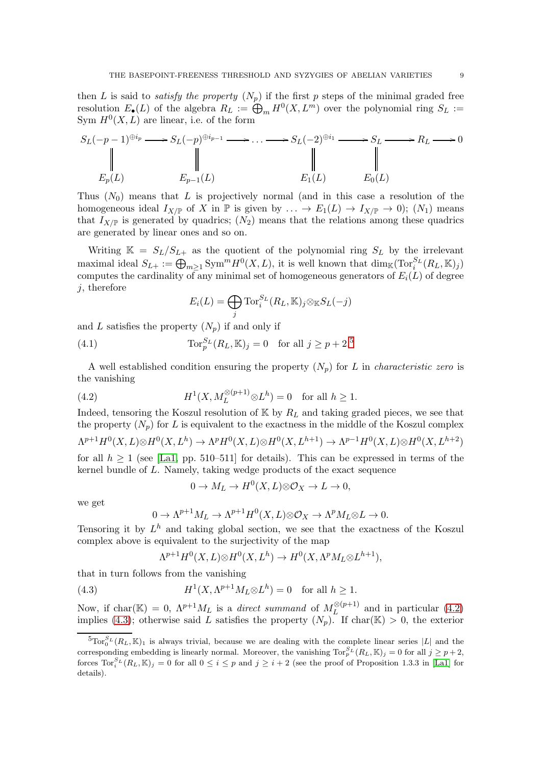then $L$ is said to *satisfy the property* $(N_p)$ if the first $p$ steps of the minimal graded free resolution $E_\bullet(L)$ of the algebra $R_L := \bigoplus_m H^0(X, L^m)$ over the polynomial ring $S_L :=$ Sym $H^0(X, L)$ are linear, i.e. of the form

$$\begin{array}{ccccccccccc}
S_L(-p-1)^{\oplus i_p} & \longrightarrow & S_L(-p)^{\oplus i_{p-1}} & \longrightarrow & \dots & \longrightarrow & S_L(-2)^{\oplus i_1} & \longrightarrow & S_L & \longrightarrow & R_L \longrightarrow 0 \\
\| & & \| & & & & \| & & \| & & \\
E_p(L) & & E_{p-1}(L) & & & & E_1(L) & & E_0(L) & &
\end{array}$$

Thus $(N_0)$ means that $L$ is projectively normal (and in this case a resolution of the homogeneous ideal $I_{X/\mathbb{P}}$ of $X$ in $\mathbb{P}$ is given by $\ldots \to E_1(L) \to I_{X/\mathbb{P}} \to 0$); $(N_1)$ means that $I_{X/\mathbb{P}}$ is generated by quadrics; $(N_2)$ means that the relations among these quadrics are generated by linear ones and so on.

Writing $\mathbb{K} = S_L/S_{L+}$ as the quotient of the polynomial ring $S_L$ by the irrelevant maximal ideal $S_{L+} := \bigoplus_{m\geq 1} \mathrm{Sym}^m H^0(X, L)$, it is well known that $\dim_{\mathbb{K}}(\mathrm{Tor}_i^{S_L}(R_L, \mathbb{K})_j)$ computes the cardinality of any minimal set of homogeneous generators of $E_i(L)$ of degree $j$, therefore

$$E_i(L) = \bigoplus_j \mathrm{Tor}_i^{S_L}(R_L, \mathbb{K})_j \otimes_{\mathbb{K}} S_L(-j)$$

and $L$ satisfies the property $(N_p)$ if and only if

$$\mathrm{Tor}_p^{S_L}(R_L, \mathbb{K})_j = 0 \quad \text{for all } j \geq p+2. [5] \tag{4.1}$$

A well established condition ensuring the property $(N_p)$ for $L$ in *characteristic zero* is the vanishing

$$H^1(X, M_L^{\otimes(p+1)} \otimes L^h) = 0 \quad \text{for all } h \geq 1. \tag{4.2}$$

Indeed, tensoring the Koszul resolution of $\mathbb{K}$ by $R_L$ and taking graded pieces, we see that the property $(N_p)$ for $L$ is equivalent to the exactness in the middle of the Koszul complex

$$\Lambda^{p+1} H^0(X, L) \otimes H^0(X, L^h) \to \Lambda^p H^0(X, L) \otimes H^0(X, L^{h+1}) \to \Lambda^{p-1} H^0(X, L) \otimes H^0(X, L^{h+2})$$

for all $h \geq 1$ (see [La1, pp. 510–511] for details). This can be expressed in terms of the kernel bundle of $L$. Namely, taking wedge products of the exact sequence

$$0 \to M_L \to H^0(X, L) \otimes \mathcal{O}_X \to L \to 0,$$

we get

$$0 \to \Lambda^{p+1} M_L \to \Lambda^{p+1} H^0(X, L) \otimes \mathcal{O}_X \to \Lambda^p M_L \otimes L \to 0.$$

Tensoring it by $L^h$ and taking global section, we see that the exactness of the Koszul complex above is equivalent to the surjectivity of the map

$$\Lambda^{p+1} H^0(X, L) \otimes H^0(X, L^h) \to H^0(X, \Lambda^p M_L \otimes L^{h+1}),$$

that in turn follows from the vanishing

$$H^1(X, \Lambda^{p+1} M_L \otimes L^h) = 0 \quad \text{for all } h \geq 1. \tag{4.3}$$

Now, if $\mathrm{char}(\mathbb{K}) = 0$, $\Lambda^{p+1} M_L$ is a *direct summand* of $M_L^{\otimes(p+1)}$ and in particular (4.2) implies (4.3); otherwise said $L$ satisfies the property $(N_p)$. If $\mathrm{char}(\mathbb{K}) > 0$, the exterior

[5] $\mathrm{Tor}_0^{S_L}(R_L, \mathbb{K})_1$ is always trivial, because we are dealing with the complete linear series $|L|$ and the corresponding embedding is linearly normal. Moreover, the vanishing $\mathrm{Tor}_p^{S_L}(R_L, \mathbb{K})_j = 0$ for all $j \geq p+2$, forces $\mathrm{Tor}_i^{S_L}(R_L, \mathbb{K})_j = 0$ for all $0 \leq i \leq p$ and $j \geq i+2$ (see the proof of Proposition 1.3.3 in [La1] for details).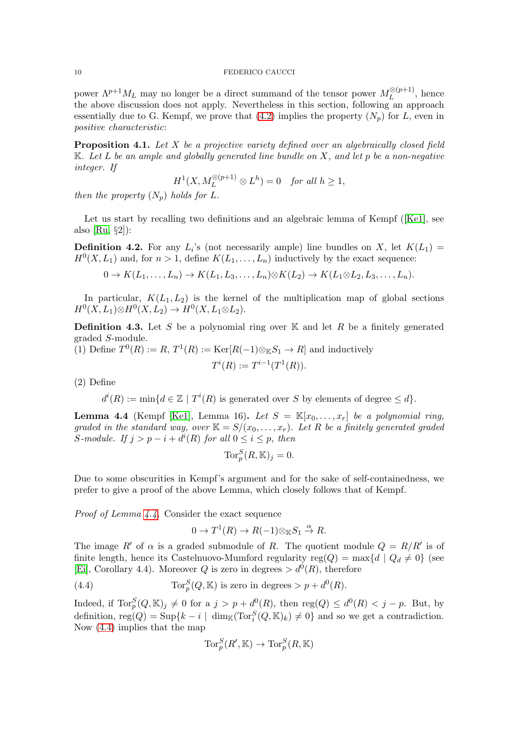power $\Lambda^{p+1} M_L$ may no longer be a direct summand of the tensor power $M_L^{\otimes(p+1)}$, hence the above discussion does not apply. Nevertheless in this section, following an approach essentially due to G. Kempf, we prove that (4.2) implies the property $(N_p)$ for $L$, even in *positive characteristic*:

**Proposition 4.1.** *Let $X$ be a projective variety defined over an algebraically closed field $\mathbb{K}$. Let $L$ be an ample and globally generated line bundle on $X$, and let $p$ be a non-negative integer. If*

$$H^1(X, M_L^{\otimes(p+1)} \otimes L^h) = 0 \quad \text{for all } h \geq 1,$$

*then the property $(N_p)$ holds for $L$.*

Let us start by recalling two definitions and an algebraic lemma of Kempf ([Ke1], see also [Ru, §2]):

**Definition 4.2.** For any $L_i$'s (not necessarily ample) line bundles on $X$, let $K(L_1) = H^0(X, L_1)$ and, for $n > 1$, define $K(L_1, \ldots, L_n)$ inductively by the exact sequence:

$$0 \to K(L_1, \ldots, L_n) \to K(L_1, L_3, \ldots, L_n) \otimes K(L_2) \to K(L_1 \otimes L_2, L_3, \ldots, L_n).$$

In particular, $K(L_1, L_2)$ is the kernel of the multiplication map of global sections $H^0(X, L_1) \otimes H^0(X, L_2) \to H^0(X, L_1 \otimes L_2)$.

**Definition 4.3.** Let $S$ be a polynomial ring over $\mathbb{K}$ and let $R$ be a finitely generated graded $S$-module.
(1) Define $T^0(R) := R$, $T^1(R) := \operatorname{Ker}[R(-1) \otimes_{\mathbb{K}} S_1 \to R]$ and inductively

$$T^i(R) := T^{i-1}(T^1(R)).$$

(2) Define

$$d^i(R) := \min\{d \in \mathbb{Z} \mid T^i(R) \text{ is generated over } S \text{ by elements of degree} \leq d\}.$$

**Lemma 4.4** (Kempf [Ke1], Lemma 16)**.** *Let $S = \mathbb{K}[x_0, \ldots, x_r]$ be a polynomial ring, graded in the standard way, over $\mathbb{K} = S/(x_0, \ldots, x_r)$. Let $R$ be a finitely generated graded $S$-module. If $j > p - i + d^i(R)$ for all $0 \leq i \leq p$, then*

$$\operatorname{Tor}_p^S(R, \mathbb{K})_j = 0.$$

Due to some obscurities in Kempf's argument and for the sake of self-containedness, we prefer to give a proof of the above Lemma, which closely follows that of Kempf.

*Proof of Lemma 4.4.* Consider the exact sequence

$$0 \to T^1(R) \to R(-1) \otimes_{\mathbb{K}} S_1 \xrightarrow{\alpha} R.$$

The image $R'$ of $\alpha$ is a graded submodule of $R$. The quotient module $Q = R/R'$ is of finite length, hence its Castelnuovo-Mumford regularity $\operatorname{reg}(Q) = \max\{d \mid Q_d \neq 0\}$ (see [Ei], Corollary 4.4). Moreover $Q$ is zero in degrees $> d^0(R)$, therefore

$$\operatorname{Tor}_p^S(Q, \mathbb{K}) \text{ is zero in degrees } > p + d^0(R). \tag{4.4}$$

Indeed, if $\operatorname{Tor}_p^S(Q, \mathbb{K})_j \neq 0$ for a $j > p + d^0(R)$, then $\operatorname{reg}(Q) \leq d^0(R) < j - p$. But, by definition, $\operatorname{reg}(Q) = \operatorname{Sup}\{k - i \mid \dim_{\mathbb{K}}(\operatorname{Tor}_i^S(Q, \mathbb{K})_k) \neq 0\}$ and so we get a contradiction. Now (4.4) implies that the map

$$\operatorname{Tor}_p^S(R', \mathbb{K}) \to \operatorname{Tor}_p^S(R, \mathbb{K})$$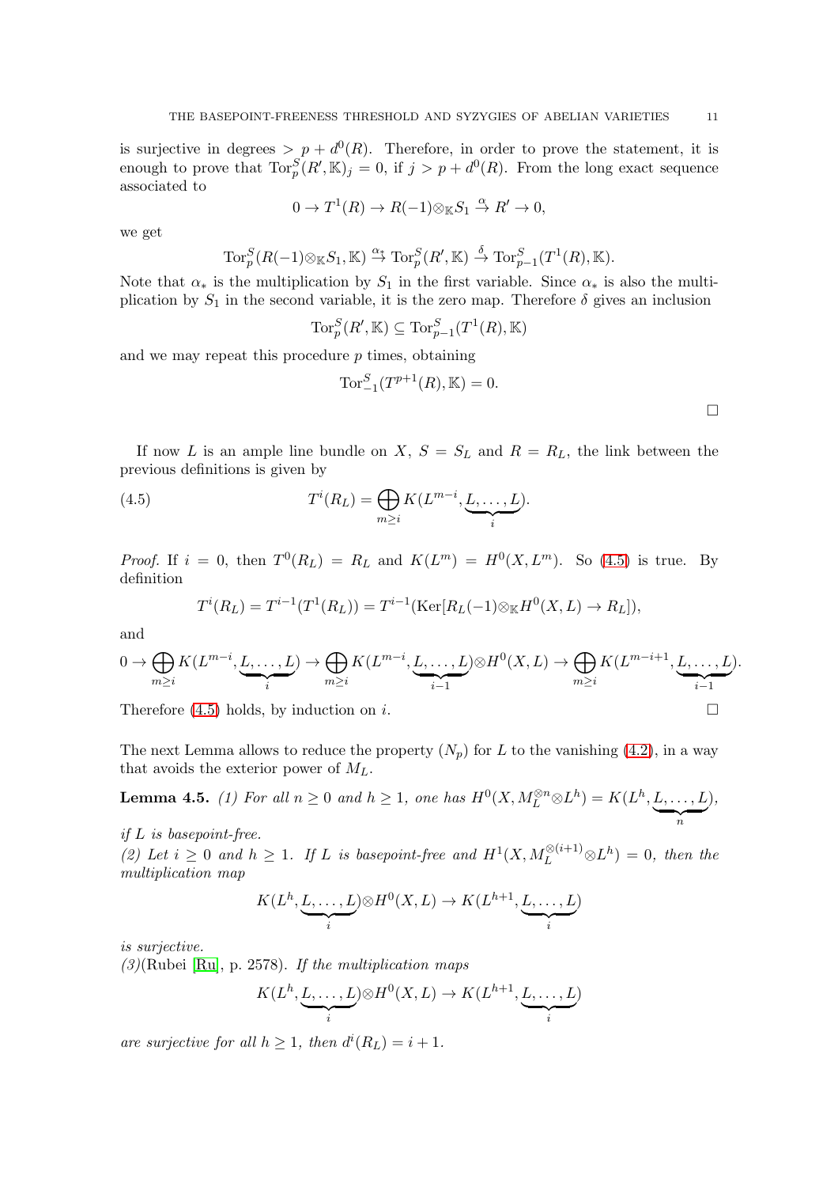is surjective in degrees $> p + d^0(R)$. Therefore, in order to prove the statement, it is enough to prove that $\mathrm{Tor}_p^S(R', \mathbb{K})_j = 0$, if $j > p + d^0(R)$. From the long exact sequence associated to

$$0 \to T^1(R) \to R(-1) \otimes_{\mathbb{K}} S_1 \xrightarrow{\alpha} R' \to 0,$$

we get

$$\mathrm{Tor}_p^S(R(-1) \otimes_{\mathbb{K}} S_1, \mathbb{K}) \xrightarrow{\alpha_*} \mathrm{Tor}_p^S(R', \mathbb{K}) \xrightarrow{\delta} \mathrm{Tor}_{p-1}^S(T^1(R), \mathbb{K}).$$

Note that $\alpha_*$ is the multiplication by $S_1$ in the first variable. Since $\alpha_*$ is also the multiplication by $S_1$ in the second variable, it is the zero map. Therefore $\delta$ gives an inclusion

$$\mathrm{Tor}_p^S(R', \mathbb{K}) \subseteq \mathrm{Tor}_{p-1}^S(T^1(R), \mathbb{K})$$

and we may repeat this procedure $p$ times, obtaining

$$\mathrm{Tor}_{-1}^S(T^{p+1}(R), \mathbb{K}) = 0.$$

□

If now $L$ is an ample line bundle on $X$, $S = S_L$ and $R = R_L$, the link between the previous definitions is given by

$$T^i(R_L) = \bigoplus_{m \geq i} K(L^{m-i}, \underbrace{L, \dots, L}_{i}). \tag{4.5}$$

*Proof.* If $i = 0$, then $T^0(R_L) = R_L$ and $K(L^m) = H^0(X, L^m)$. So (4.5) is true. By definition

$$T^i(R_L) = T^{i-1}(T^1(R_L)) = T^{i-1}(\mathrm{Ker}[R_L(-1) \otimes_{\mathbb{K}} H^0(X, L) \to R_L]),$$

and

$$0 \to \bigoplus_{m \geq i} K(L^{m-i}, \underbrace{L, \dots, L}_{i}) \to \bigoplus_{m \geq i} K(L^{m-i}, \underbrace{L, \dots, L}_{i-1}) \otimes H^0(X, L) \to \bigoplus_{m \geq i} K(L^{m-i+1}, \underbrace{L, \dots, L}_{i-1}).$$

Therefore (4.5) holds, by induction on $i$. □

The next Lemma allows to reduce the property $(N_p)$ for $L$ to the vanishing (4.2), in a way that avoids the exterior power of $M_L$.

**Lemma 4.5.** *(1) For all $n \geq 0$ and $h \geq 1$, one has $H^0(X, M_L^{\otimes n} \otimes L^h) = K(L^h, \underbrace{L, \dots, L}_{n})$, if $L$ is basepoint-free.*

*(2) Let $i \geq 0$ and $h \geq 1$. If $L$ is basepoint-free and $H^1(X, M_L^{\otimes (i+1)} \otimes L^h) = 0$, then the multiplication map*

$$K(L^h, \underbrace{L, \dots, L}_{i}) \otimes H^0(X, L) \to K(L^{h+1}, \underbrace{L, \dots, L}_{i})$$

*is surjective.*

*(3)*(Rubei [Ru], p. 2578). *If the multiplication maps*

$$K(L^h, \underbrace{L, \dots, L}_{i}) \otimes H^0(X, L) \to K(L^{h+1}, \underbrace{L, \dots, L}_{i})$$

*are surjective for all $h \geq 1$, then $d^i(R_L) = i + 1$.*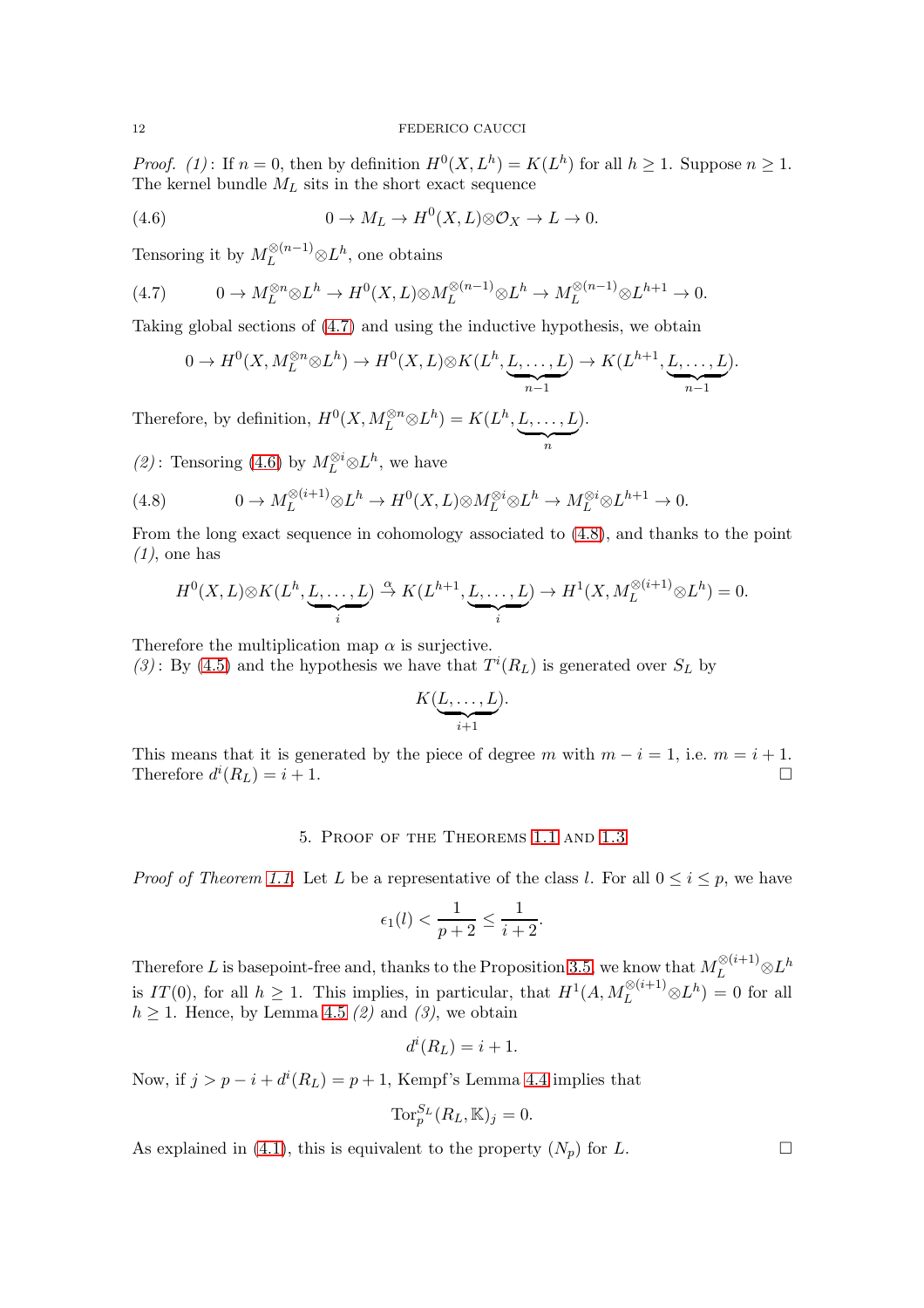*Proof.* *(1)*: If $n = 0$, then by definition $H^0(X, L^h) = K(L^h)$ for all $h \geq 1$. Suppose $n \geq 1$. The kernel bundle $M_L$ sits in the short exact sequence

$$0 \to M_L \to H^0(X, L) \otimes \mathcal{O}_X \to L \to 0. \tag{4.6}$$

Tensoring it by $M_L^{\otimes(n-1)} \otimes L^h$, one obtains

$$0 \to M_L^{\otimes n} \otimes L^h \to H^0(X, L) \otimes M_L^{\otimes(n-1)} \otimes L^h \to M_L^{\otimes(n-1)} \otimes L^{h+1} \to 0. \tag{4.7}$$

Taking global sections of (4.7) and using the inductive hypothesis, we obtain

$$0 \to H^0(X, M_L^{\otimes n} \otimes L^h) \to H^0(X, L) \otimes K(L^h, \underbrace{L, \dots, L}_{n-1}) \to K(L^{h+1}, \underbrace{L, \dots, L}_{n-1}).$$

Therefore, by definition, $H^0(X, M_L^{\otimes n} \otimes L^h) = K(L^h, \underbrace{L, \dots, L}_{n})$.

*(2)*: Tensoring (4.6) by $M_L^{\otimes i} \otimes L^h$, we have

$$0 \to M_L^{\otimes(i+1)} \otimes L^h \to H^0(X, L) \otimes M_L^{\otimes i} \otimes L^h \to M_L^{\otimes i} \otimes L^{h+1} \to 0. \tag{4.8}$$

From the long exact sequence in cohomology associated to (4.8), and thanks to the point *(1)*, one has

$$H^0(X, L) \otimes K(L^h, \underbrace{L, \dots, L}_{i}) \xrightarrow{\alpha} K(L^{h+1}, \underbrace{L, \dots, L}_{i}) \to H^1(X, M_L^{\otimes(i+1)} \otimes L^h) = 0.$$

Therefore the multiplication map $\alpha$ is surjective.
*(3)*: By (4.5) and the hypothesis we have that $T^i(R_L)$ is generated over $S_L$ by

$$K(\underbrace{L, \dots, L}_{i+1}).$$

This means that it is generated by the piece of degree $m$ with $m - i = 1$, i.e. $m = i + 1$. Therefore $d^i(R_L) = i + 1$. □

## 5. Proof of the Theorems 1.1 and 1.3

*Proof of Theorem 1.1.* Let $L$ be a representative of the class $l$. For all $0 \leq i \leq p$, we have

$$\epsilon_1(l) < \frac{1}{p+2} \leq \frac{1}{i+2}.$$

Therefore $L$ is basepoint-free and, thanks to the Proposition 3.5, we know that $M_L^{\otimes(i+1)} \otimes L^h$ is $IT(0)$, for all $h \geq 1$. This implies, in particular, that $H^1(A, M_L^{\otimes(i+1)} \otimes L^h) = 0$ for all $h \geq 1$. Hence, by Lemma 4.5 *(2)* and *(3)*, we obtain

$$d^i(R_L) = i + 1.$$

Now, if $j > p - i + d^i(R_L) = p + 1$, Kempf's Lemma 4.4 implies that

$$\mathrm{Tor}_p^{S_L}(R_L, \mathbb{K})_j = 0.$$

As explained in (4.1), this is equivalent to the property $(N_p)$ for $L$. □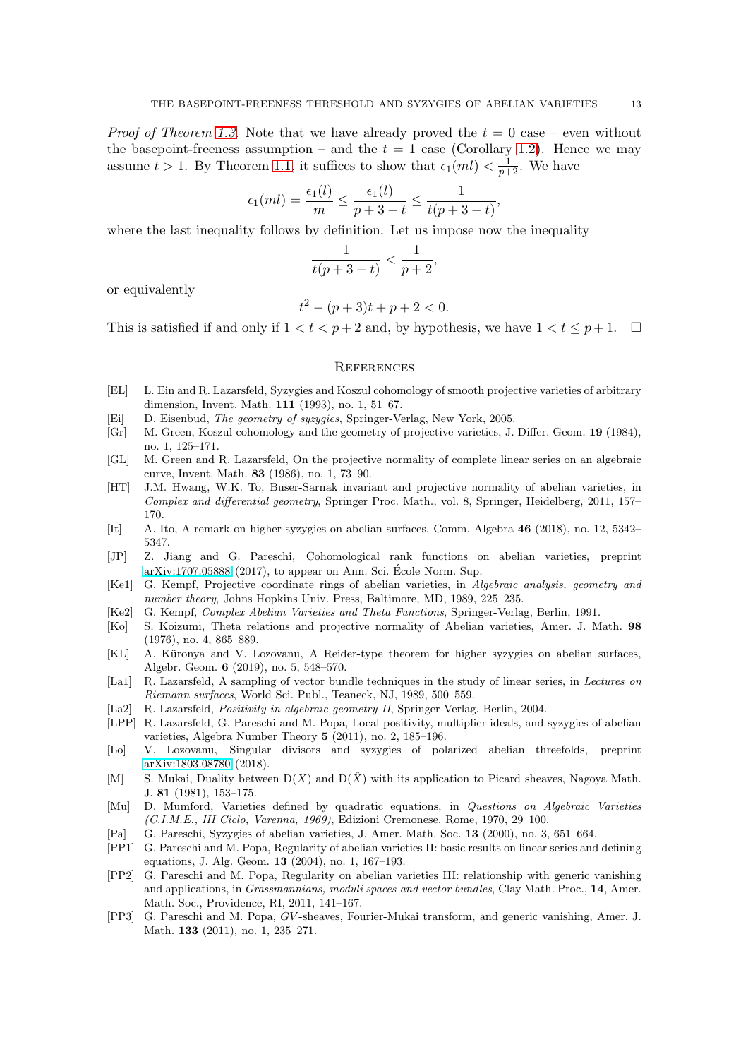*Proof of Theorem 1.3.* Note that we have already proved the $t = 0$ case – even without the basepoint-freeness assumption – and the $t = 1$ case (Corollary 1.2). Hence we may assume $t > 1$. By Theorem 1.1, it suffices to show that $\epsilon_1(ml) < \frac{1}{p+2}$. We have

$$\epsilon_1(ml) = \frac{\epsilon_1(l)}{m} \leq \frac{\epsilon_1(l)}{p+3-t} \leq \frac{1}{t(p+3-t)},$$

where the last inequality follows by definition. Let us impose now the inequality

$$\frac{1}{t(p+3-t)} < \frac{1}{p+2},$$

or equivalently

$$t^2 - (p+3)t + p + 2 < 0.$$

This is satisfied if and only if $1 < t < p+2$ and, by hypothesis, we have $1 < t \leq p+1$. □

## References

- [EL] L. Ein and R. Lazarsfeld, Syzygies and Koszul cohomology of smooth projective varieties of arbitrary dimension, Invent. Math. **111** (1993), no. 1, 51–67.
- [Ei] D. Eisenbud, *The geometry of syzygies*, Springer-Verlag, New York, 2005.
- [Gr] M. Green, Koszul cohomology and the geometry of projective varieties, J. Differ. Geom. **19** (1984), no. 1, 125–171.
- [GL] M. Green and R. Lazarsfeld, On the projective normality of complete linear series on an algebraic curve, Invent. Math. **83** (1986), no. 1, 73–90.
- [HT] J.M. Hwang, W.K. To, Buser-Sarnak invariant and projective normality of abelian varieties, in *Complex and differential geometry*, Springer Proc. Math., vol. 8, Springer, Heidelberg, 2011, 157–170.
- [It] A. Ito, A remark on higher syzygies on abelian surfaces, Comm. Algebra **46** (2018), no. 12, 5342–5347.
- [JP] Z. Jiang and G. Pareschi, Cohomological rank functions on abelian varieties, preprint arXiv:1707.05888 (2017), to appear on Ann. Sci. École Norm. Sup.
- [Ke1] G. Kempf, Projective coordinate rings of abelian varieties, in *Algebraic analysis, geometry and number theory*, Johns Hopkins Univ. Press, Baltimore, MD, 1989, 225–235.
- [Ke2] G. Kempf, *Complex Abelian Varieties and Theta Functions*, Springer-Verlag, Berlin, 1991.
- [Ko] S. Koizumi, Theta relations and projective normality of Abelian varieties, Amer. J. Math. **98** (1976), no. 4, 865–889.
- [KL] A. Küronya and V. Lozovanu, A Reider-type theorem for higher syzygies on abelian surfaces, Algebr. Geom. **6** (2019), no. 5, 548–570.
- [La1] R. Lazarsfeld, A sampling of vector bundle techniques in the study of linear series, in *Lectures on Riemann surfaces*, World Sci. Publ., Teaneck, NJ, 1989, 500–559.
- [La2] R. Lazarsfeld, *Positivity in algebraic geometry II*, Springer-Verlag, Berlin, 2004.
- [LPP] R. Lazarsfeld, G. Pareschi and M. Popa, Local positivity, multiplier ideals, and syzygies of abelian varieties, Algebra Number Theory **5** (2011), no. 2, 185–196.
- [Lo] V. Lozovanu, Singular divisors and syzygies of polarized abelian threefolds, preprint arXiv:1803.08780 (2018).
- [M] S. Mukai, Duality between $\mathrm{D}(X)$ and $\mathrm{D}(\hat{X})$ with its application to Picard sheaves, Nagoya Math. J. **81** (1981), 153–175.
- [Mu] D. Mumford, Varieties defined by quadratic equations, in *Questions on Algebraic Varieties (C.I.M.E., III Ciclo, Varenna, 1969)*, Edizioni Cremonese, Rome, 1970, 29–100.
- [Pa] G. Pareschi, Syzygies of abelian varieties, J. Amer. Math. Soc. **13** (2000), no. 3, 651–664.
- [PP1] G. Pareschi and M. Popa, Regularity of abelian varieties II: basic results on linear series and defining equations, J. Alg. Geom. **13** (2004), no. 1, 167–193.
- [PP2] G. Pareschi and M. Popa, Regularity on abelian varieties III: relationship with generic vanishing and applications, in *Grassmannians, moduli spaces and vector bundles*, Clay Math. Proc., **14**, Amer. Math. Soc., Providence, RI, 2011, 141–167.
- [PP3] G. Pareschi and M. Popa, *GV*-sheaves, Fourier-Mukai transform, and generic vanishing, Amer. J. Math. **133** (2011), no. 1, 235–271.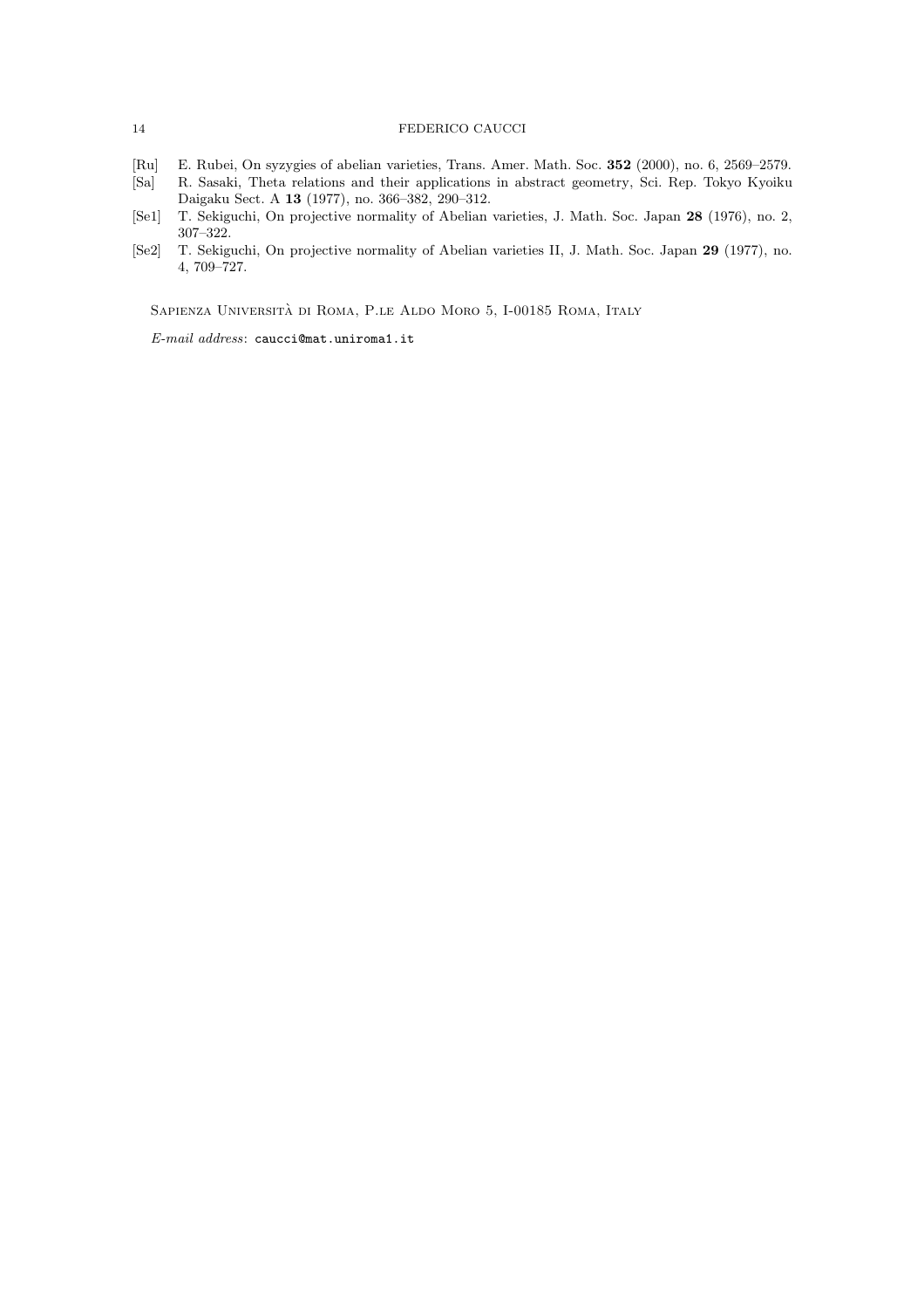[Ru] E. Rubei, On syzygies of abelian varieties, Trans. Amer. Math. Soc. **352** (2000), no. 6, 2569–2579.

[Sa] R. Sasaki, Theta relations and their applications in abstract geometry, Sci. Rep. Tokyo Kyoiku Daigaku Sect. A **13** (1977), no. 366–382, 290–312.

[Se1] T. Sekiguchi, On projective normality of Abelian varieties, J. Math. Soc. Japan **28** (1976), no. 2, 307–322.

[Se2] T. Sekiguchi, On projective normality of Abelian varieties II, J. Math. Soc. Japan **29** (1977), no. 4, 709–727.

Sapienza Università di Roma, P.le Aldo Moro 5, I-00185 Roma, Italy

*E-mail address*: caucci@mat.uniroma1.it